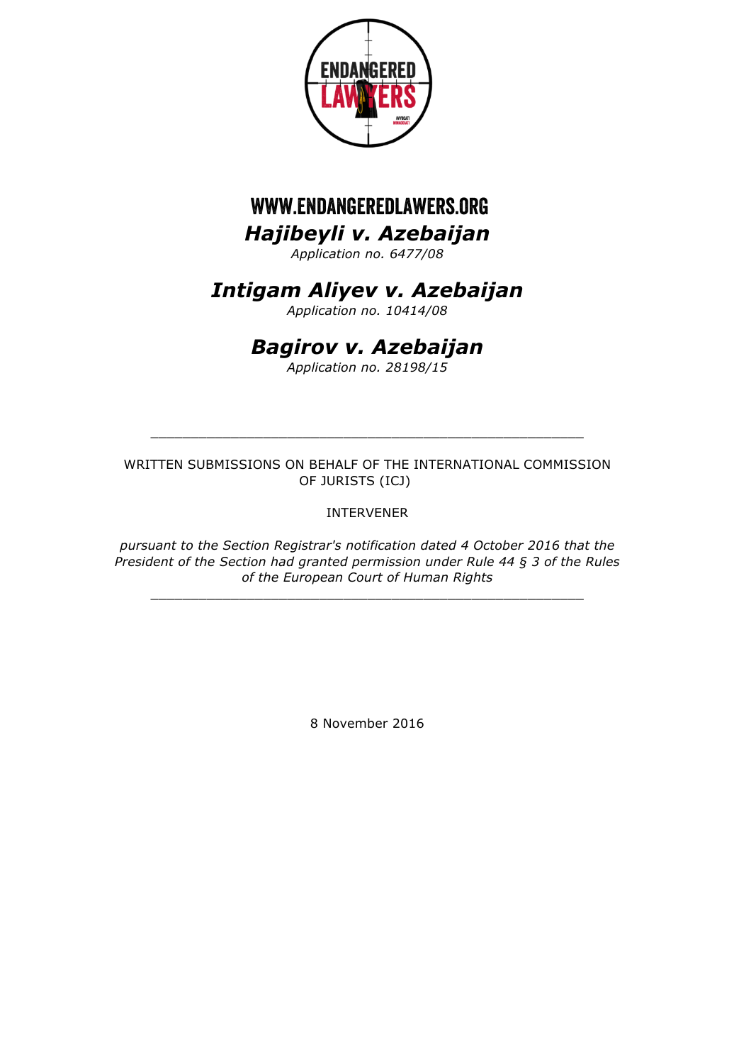WWW.ENDANGEREDLAWERS.ORG

# *Hajibeyli v. Azebaijan*

*Application no. 6477/08*

# *Intigam Aliyev v. Azebaijan*

*Application no. 10414/08*

# *Bagirov v. Azebaijan*

*Application no. 28198/15*

---

WRITTEN SUBMISSIONS ON BEHALF OF THE INTERNATIONAL COMMISSION OF JURISTS (ICJ)

INTERVENER

*pursuant to the Section Registrar's notification dated 4 October 2016 that the President of the Section had granted permission under Rule 44 § 3 of the Rules of the European Court of Human Rights*

---

8 November 2016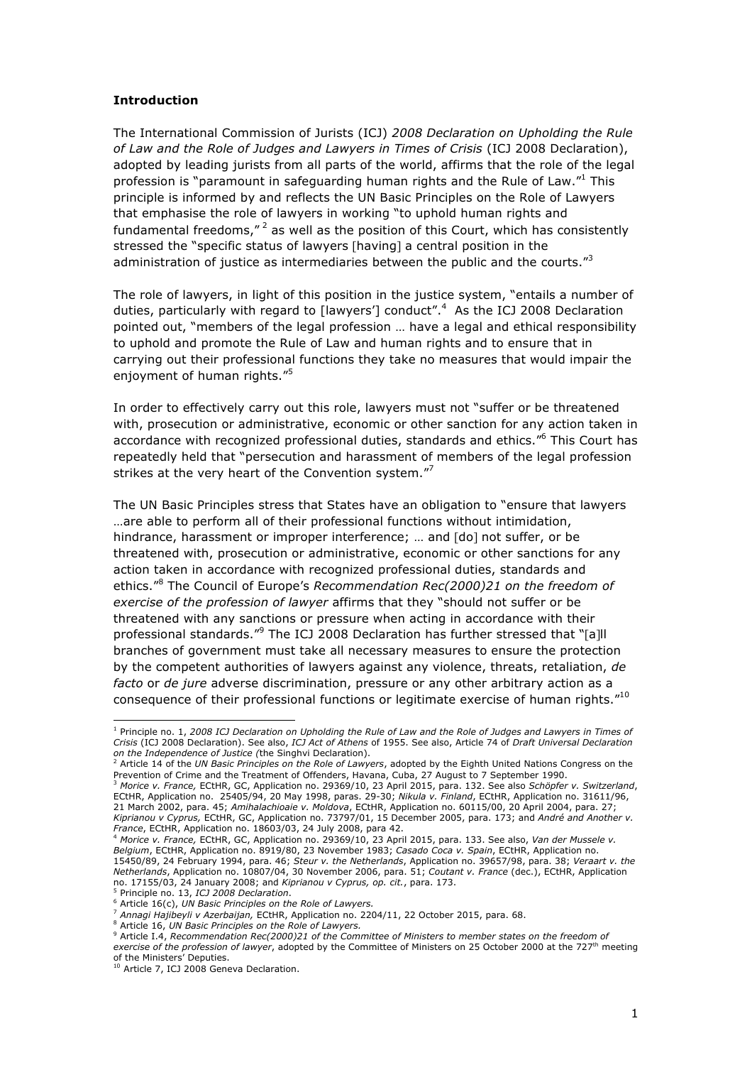**Introduction**

The International Commission of Jurists (ICJ) *2008 Declaration on Upholding the Rule of Law and the Role of Judges and Lawyers in Times of Crisis* (ICJ 2008 Declaration), adopted by leading jurists from all parts of the world, affirms that the role of the legal profession is "paramount in safeguarding human rights and the Rule of Law."[1] This principle is informed by and reflects the UN Basic Principles on the Role of Lawyers that emphasise the role of lawyers in working "to uphold human rights and fundamental freedoms,"[2] as well as the position of this Court, which has consistently stressed the "specific status of lawyers [having] a central position in the administration of justice as intermediaries between the public and the courts."[3]

The role of lawyers, in light of this position in the justice system, "entails a number of duties, particularly with regard to [lawyers'] conduct".[4] As the ICJ 2008 Declaration pointed out, "members of the legal profession … have a legal and ethical responsibility to uphold and promote the Rule of Law and human rights and to ensure that in carrying out their professional functions they take no measures that would impair the enjoyment of human rights."[5]

In order to effectively carry out this role, lawyers must not "suffer or be threatened with, prosecution or administrative, economic or other sanction for any action taken in accordance with recognized professional duties, standards and ethics."[6] This Court has repeatedly held that "persecution and harassment of members of the legal profession strikes at the very heart of the Convention system."[7]

The UN Basic Principles stress that States have an obligation to "ensure that lawyers …are able to perform all of their professional functions without intimidation, hindrance, harassment or improper interference; … and [do] not suffer, or be threatened with, prosecution or administrative, economic or other sanctions for any action taken in accordance with recognized professional duties, standards and ethics."[8] The Council of Europe's *Recommendation Rec(2000)21 on the freedom of exercise of the profession of lawyer* affirms that they "should not suffer or be threatened with any sanctions or pressure when acting in accordance with their professional standards."[9] The ICJ 2008 Declaration has further stressed that "[a]ll branches of government must take all necessary measures to ensure the protection by the competent authorities of lawyers against any violence, threats, retaliation, *de facto* or *de jure* adverse discrimination, pressure or any other arbitrary action as a consequence of their professional functions or legitimate exercise of human rights."[10]

---

[1] Principle no. 1, *2008 ICJ Declaration on Upholding the Rule of Law and the Role of Judges and Lawyers in Times of Crisis* (ICJ 2008 Declaration). See also, *ICJ Act of Athens* of 1955. See also, Article 74 of *Draft Universal Declaration on the Independence of Justice (*the Singhvi Declaration).

[2] Article 14 of the *UN Basic Principles on the Role of Lawyers*, adopted by the Eighth United Nations Congress on the Prevention of Crime and the Treatment of Offenders, Havana, Cuba, 27 August to 7 September 1990.

[3] *Morice v. France,* ECtHR, GC, Application no. 29369/10, 23 April 2015, para. 132. See also *Schöpfer v. Switzerland*, ECtHR, Application no. 25405/94, 20 May 1998, paras. 29-30; *Nikula v. Finland*, ECtHR, Application no. 31611/96, 21 March 2002, para. 45; *Amihalachioaie v. Moldova*, ECtHR, Application no. 60115/00, 20 April 2004, para. 27; *Kiprianou v Cyprus,* ECtHR, GC, Application no. 73797/01, 15 December 2005, para. 173; and *André and Another v. France*, ECtHR, Application no. 18603/03, 24 July 2008, para 42.

[4] *Morice v. France,* ECtHR, GC, Application no. 29369/10, 23 April 2015, para. 133. See also, *Van der Mussele v. Belgium*, ECtHR, Application no. 8919/80, 23 November 1983; *Casado Coca v. Spain*, ECtHR, Application no. 15450/89, 24 February 1994, para. 46; *Steur v. the Netherlands*, Application no. 39657/98, para. 38; *Veraart v. the Netherlands*, Application no. 10807/04, 30 November 2006, para. 51; *Coutant v. France* (dec.), ECtHR, Application no. 17155/03, 24 January 2008; and *Kiprianou v Cyprus, op. cit.*, para. 173.

[5] Principle no. 13, *ICJ 2008 Declaration*.

[6] Article 16(c), *UN Basic Principles on the Role of Lawyers.*

[7] *Annagi Hajibeyli v Azerbaijan,* ECtHR, Application no. 2204/11, 22 October 2015, para. 68.

[8] Article 16, *UN Basic Principles on the Role of Lawyers.*

[9] Article I.4, *Recommendation Rec(2000)21 of the Committee of Ministers to member states on the freedom of exercise of the profession of lawyer*, adopted by the Committee of Ministers on 25 October 2000 at the 727th meeting of the Ministers' Deputies.

[10] Article 7, ICJ 2008 Geneva Declaration.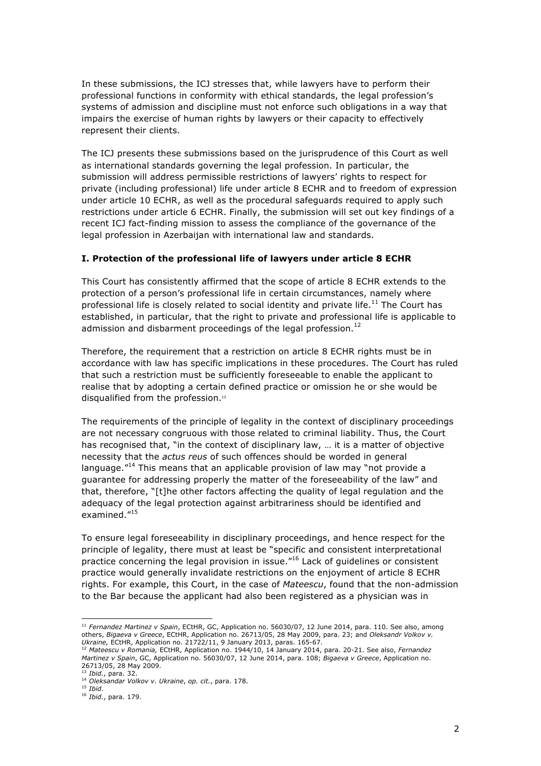In these submissions, the ICJ stresses that, while lawyers have to perform their professional functions in conformity with ethical standards, the legal profession's systems of admission and discipline must not enforce such obligations in a way that impairs the exercise of human rights by lawyers or their capacity to effectively represent their clients.

The ICJ presents these submissions based on the jurisprudence of this Court as well as international standards governing the legal profession. In particular, the submission will address permissible restrictions of lawyers' rights to respect for private (including professional) life under article 8 ECHR and to freedom of expression under article 10 ECHR, as well as the procedural safeguards required to apply such restrictions under article 6 ECHR. Finally, the submission will set out key findings of a recent ICJ fact-finding mission to assess the compliance of the governance of the legal profession in Azerbaijan with international law and standards.

**I. Protection of the professional life of lawyers under article 8 ECHR**

This Court has consistently affirmed that the scope of article 8 ECHR extends to the protection of a person's professional life in certain circumstances, namely where professional life is closely related to social identity and private life.[11] The Court has established, in particular, that the right to private and professional life is applicable to admission and disbarment proceedings of the legal profession.[12]

Therefore, the requirement that a restriction on article 8 ECHR rights must be in accordance with law has specific implications in these procedures. The Court has ruled that such a restriction must be sufficiently foreseeable to enable the applicant to realise that by adopting a certain defined practice or omission he or she would be disqualified from the profession.[13]

The requirements of the principle of legality in the context of disciplinary proceedings are not necessary congruous with those related to criminal liability. Thus, the Court has recognised that, "in the context of disciplinary law, … it is a matter of objective necessity that the *actus reus* of such offences should be worded in general language."[14] This means that an applicable provision of law may "not provide a guarantee for addressing properly the matter of the foreseeability of the law" and that, therefore, "[t]he other factors affecting the quality of legal regulation and the adequacy of the legal protection against arbitrariness should be identified and examined."[15]

To ensure legal foreseeability in disciplinary proceedings, and hence respect for the principle of legality, there must at least be "specific and consistent interpretational practice concerning the legal provision in issue."[16] Lack of guidelines or consistent practice would generally invalidate restrictions on the enjoyment of article 8 ECHR rights. For example, this Court, in the case of *Mateescu*, found that the non-admission to the Bar because the applicant had also been registered as a physician was in

---

[11] *Fernandez Martinez v Spain*, ECtHR, GC, Application no. 56030/07, 12 June 2014, para. 110. See also, among others, *Bigaeva v Greece*, ECtHR, Application no. 26713/05, 28 May 2009, para. 23; and *Oleksandr Volkov v. Ukraine,* ECtHR, Application no. 21722/11, 9 January 2013, paras. 165-67.

[12] *Mateescu v Romania,* ECtHR, Application no. 1944/10, 14 January 2014, para. 20-21. See also, *Fernandez Martinez v Spain*, GC, Application no. 56030/07, 12 June 2014, para. 108; *Bigaeva v Greece*, Application no. 26713/05, 28 May 2009.

[13] *Ibid.*, para. 32.

[14] *Oleksandar Volkov v. Ukraine*, *op. cit.*, para. 178.

[15] *Ibid*.

[16] *Ibid.*, para. 179.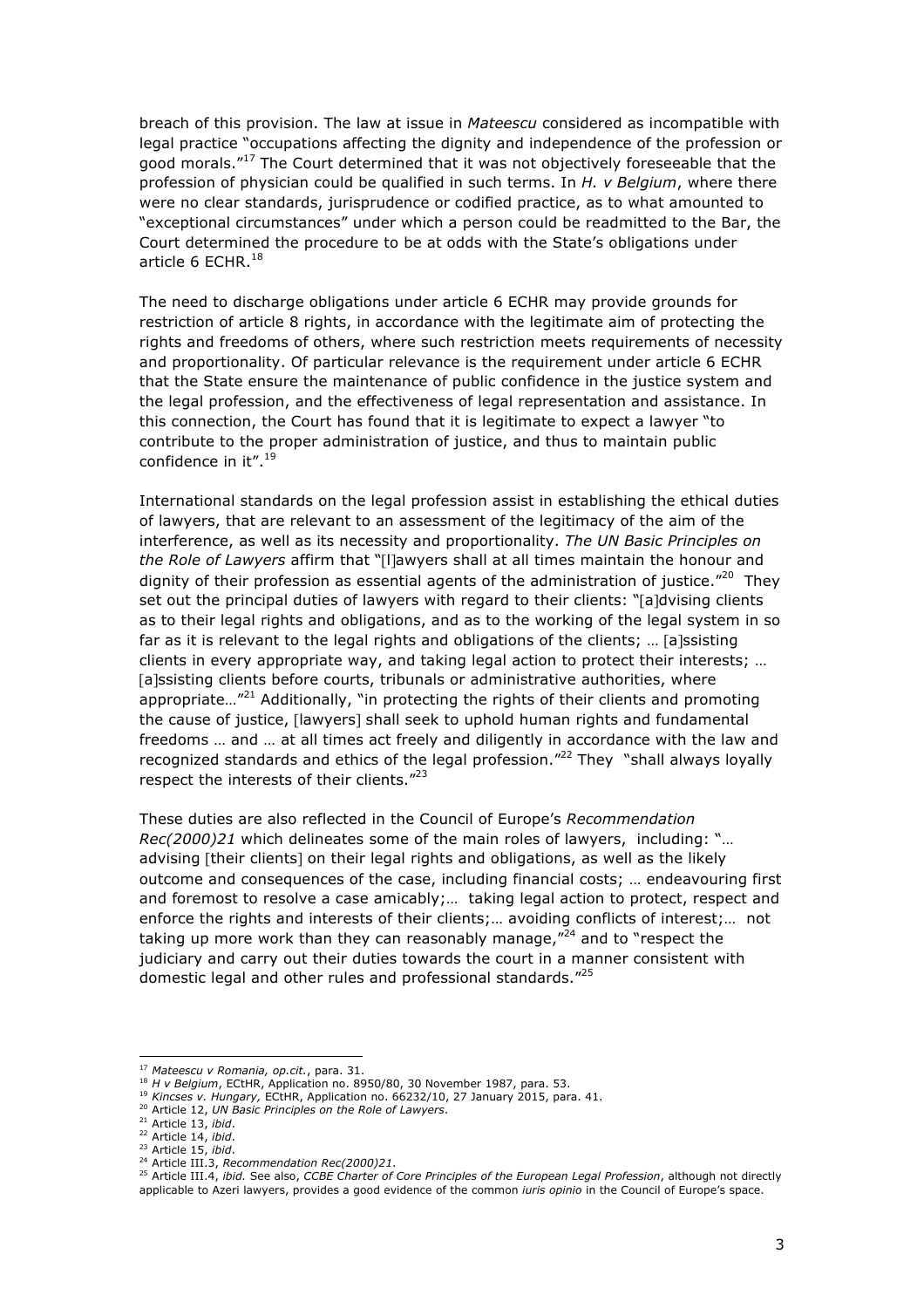breach of this provision. The law at issue in *Mateescu* considered as incompatible with legal practice "occupations affecting the dignity and independence of the profession or good morals."[17] The Court determined that it was not objectively foreseeable that the profession of physician could be qualified in such terms. In *H. v Belgium*, where there were no clear standards, jurisprudence or codified practice, as to what amounted to "exceptional circumstances" under which a person could be readmitted to the Bar, the Court determined the procedure to be at odds with the State's obligations under article 6 ECHR.[18]

The need to discharge obligations under article 6 ECHR may provide grounds for restriction of article 8 rights, in accordance with the legitimate aim of protecting the rights and freedoms of others, where such restriction meets requirements of necessity and proportionality. Of particular relevance is the requirement under article 6 ECHR that the State ensure the maintenance of public confidence in the justice system and the legal profession, and the effectiveness of legal representation and assistance. In this connection, the Court has found that it is legitimate to expect a lawyer "to contribute to the proper administration of justice, and thus to maintain public confidence in it".[19]

International standards on the legal profession assist in establishing the ethical duties of lawyers, that are relevant to an assessment of the legitimacy of the aim of the interference, as well as its necessity and proportionality. *The UN Basic Principles on the Role of Lawyers* affirm that "[l]awyers shall at all times maintain the honour and dignity of their profession as essential agents of the administration of justice."[20] They set out the principal duties of lawyers with regard to their clients: "[a]dvising clients as to their legal rights and obligations, and as to the working of the legal system in so far as it is relevant to the legal rights and obligations of the clients; … [a]ssisting clients in every appropriate way, and taking legal action to protect their interests; … [a]ssisting clients before courts, tribunals or administrative authorities, where appropriate…"[21] Additionally, "in protecting the rights of their clients and promoting the cause of justice, [lawyers] shall seek to uphold human rights and fundamental freedoms … and … at all times act freely and diligently in accordance with the law and recognized standards and ethics of the legal profession."[22] They "shall always loyally respect the interests of their clients."[23]

These duties are also reflected in the Council of Europe's *Recommendation Rec(2000)21* which delineates some of the main roles of lawyers, including: "… advising [their clients] on their legal rights and obligations, as well as the likely outcome and consequences of the case, including financial costs; … endeavouring first and foremost to resolve a case amicably;… taking legal action to protect, respect and enforce the rights and interests of their clients;… avoiding conflicts of interest;… not taking up more work than they can reasonably manage,"[24] and to "respect the judiciary and carry out their duties towards the court in a manner consistent with domestic legal and other rules and professional standards."[25]

---

[17] *Mateescu v Romania, op.cit.*, para. 31.
[18] *H v Belgium*, ECtHR, Application no. 8950/80, 30 November 1987, para. 53.
[19] *Kincses v. Hungary,* ECtHR, Application no. 66232/10, 27 January 2015, para. 41.
[20] Article 12, *UN Basic Principles on the Role of Lawyers*.
[21] Article 13, *ibid*.
[22] Article 14, *ibid*.
[23] Article 15, *ibid*.
[24] Article III.3, *Recommendation Rec(2000)21*.
[25] Article III.4, *ibid.* See also, *CCBE Charter of Core Principles of the European Legal Profession*, although not directly applicable to Azeri lawyers, provides a good evidence of the common *iuris opinio* in the Council of Europe's space.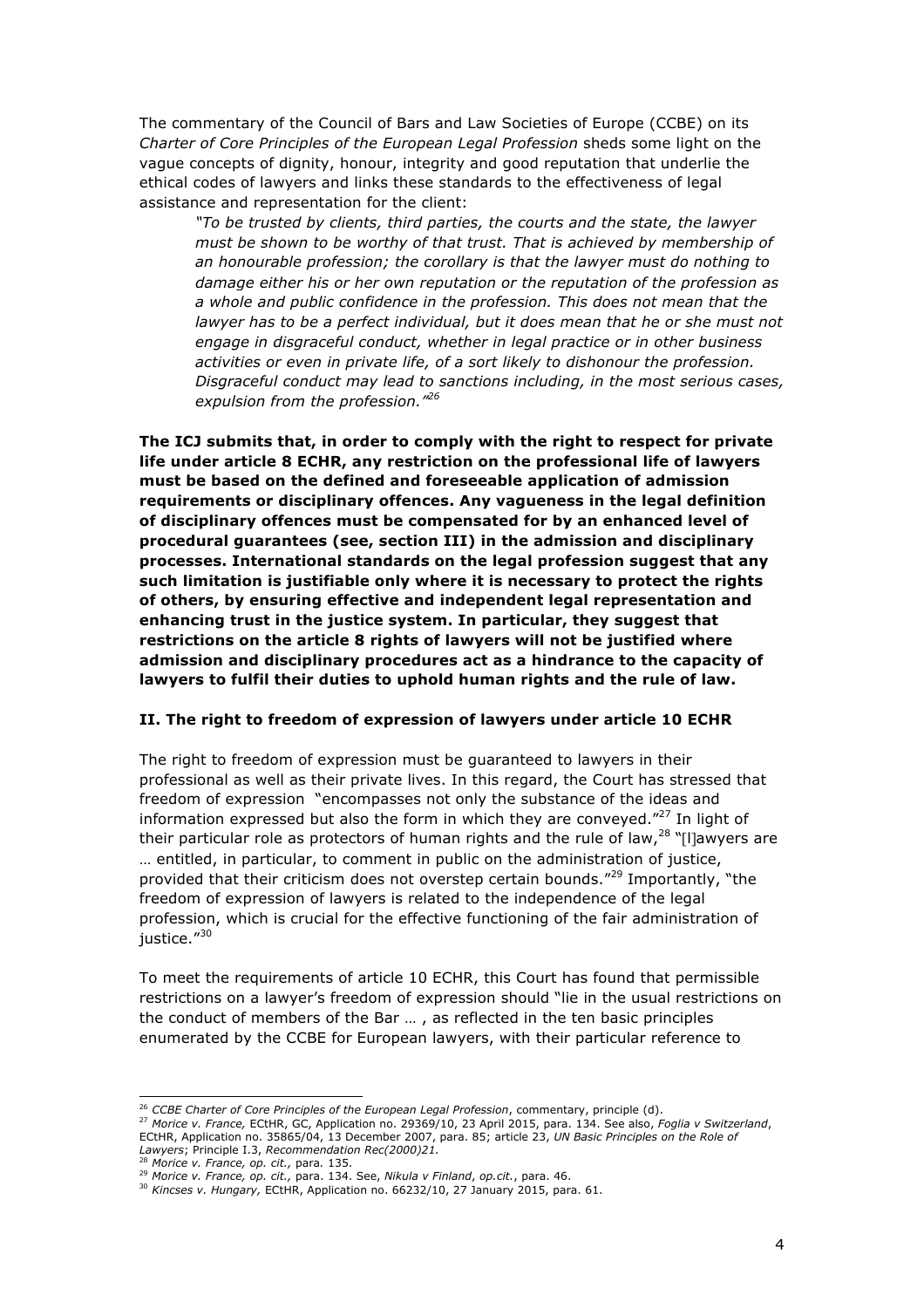The commentary of the Council of Bars and Law Societies of Europe (CCBE) on its *Charter of Core Principles of the European Legal Profession* sheds some light on the vague concepts of dignity, honour, integrity and good reputation that underlie the ethical codes of lawyers and links these standards to the effectiveness of legal assistance and representation for the client:

> *"To be trusted by clients, third parties, the courts and the state, the lawyer must be shown to be worthy of that trust. That is achieved by membership of an honourable profession; the corollary is that the lawyer must do nothing to damage either his or her own reputation or the reputation of the profession as a whole and public confidence in the profession. This does not mean that the lawyer has to be a perfect individual, but it does mean that he or she must not engage in disgraceful conduct, whether in legal practice or in other business activities or even in private life, of a sort likely to dishonour the profession. Disgraceful conduct may lead to sanctions including, in the most serious cases, expulsion from the profession."*[26]

**The ICJ submits that, in order to comply with the right to respect for private life under article 8 ECHR, any restriction on the professional life of lawyers must be based on the defined and foreseeable application of admission requirements or disciplinary offences. Any vagueness in the legal definition of disciplinary offences must be compensated for by an enhanced level of procedural guarantees (see, section III) in the admission and disciplinary processes. International standards on the legal profession suggest that any such limitation is justifiable only where it is necessary to protect the rights of others, by ensuring effective and independent legal representation and enhancing trust in the justice system. In particular, they suggest that restrictions on the article 8 rights of lawyers will not be justified where admission and disciplinary procedures act as a hindrance to the capacity of lawyers to fulfil their duties to uphold human rights and the rule of law.**

## II. The right to freedom of expression of lawyers under article 10 ECHR

The right to freedom of expression must be guaranteed to lawyers in their professional as well as their private lives. In this regard, the Court has stressed that freedom of expression "encompasses not only the substance of the ideas and information expressed but also the form in which they are conveyed."[27] In light of their particular role as protectors of human rights and the rule of law,[28] "[l]awyers are … entitled, in particular, to comment in public on the administration of justice, provided that their criticism does not overstep certain bounds."[29] Importantly, "the freedom of expression of lawyers is related to the independence of the legal profession, which is crucial for the effective functioning of the fair administration of justice."[30]

To meet the requirements of article 10 ECHR, this Court has found that permissible restrictions on a lawyer's freedom of expression should "lie in the usual restrictions on the conduct of members of the Bar … , as reflected in the ten basic principles enumerated by the CCBE for European lawyers, with their particular reference to

---

[26] *CCBE Charter of Core Principles of the European Legal Profession*, commentary, principle (d).

[27] *Morice v. France,* ECtHR, GC, Application no. 29369/10, 23 April 2015, para. 134. See also, *Foglia v Switzerland*, ECtHR, Application no. 35865/04, 13 December 2007, para. 85; article 23, *UN Basic Principles on the Role of Lawyers*; Principle I.3, *Recommendation Rec(2000)21.*

[28] *Morice v. France, op. cit.,* para. 135.

[29] *Morice v. France, op. cit.,* para. 134. See, *Nikula v Finland*, *op.cit.*, para. 46.

[30] *Kincses v. Hungary,* ECtHR, Application no. 66232/10, 27 January 2015, para. 61.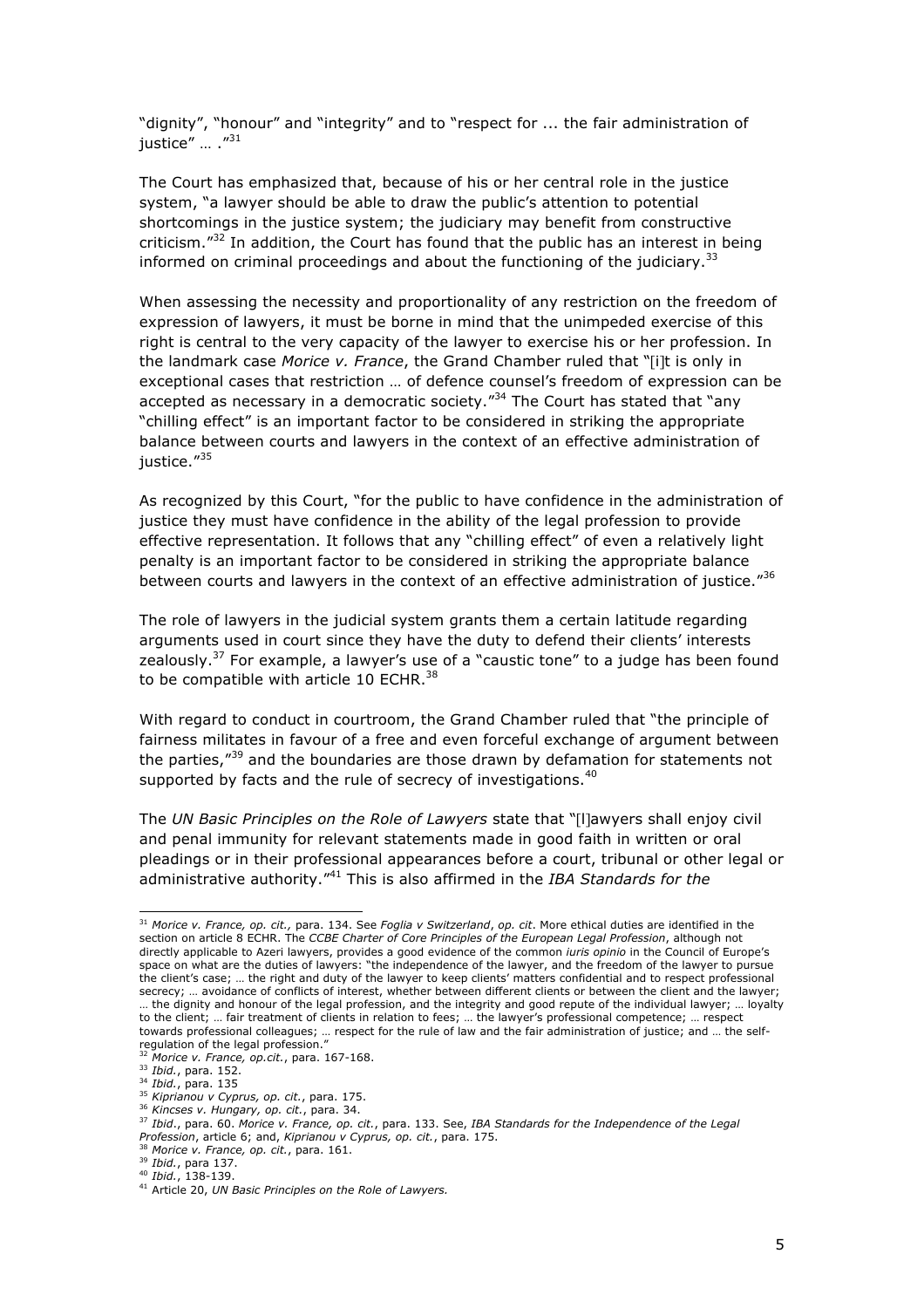"dignity", "honour" and "integrity" and to "respect for ... the fair administration of justice" … ."[31]

The Court has emphasized that, because of his or her central role in the justice system, "a lawyer should be able to draw the public's attention to potential shortcomings in the justice system; the judiciary may benefit from constructive criticism."[32] In addition, the Court has found that the public has an interest in being informed on criminal proceedings and about the functioning of the judiciary.[33]

When assessing the necessity and proportionality of any restriction on the freedom of expression of lawyers, it must be borne in mind that the unimpeded exercise of this right is central to the very capacity of the lawyer to exercise his or her profession. In the landmark case *Morice v. France*, the Grand Chamber ruled that "[i]t is only in exceptional cases that restriction … of defence counsel's freedom of expression can be accepted as necessary in a democratic society."[34] The Court has stated that "any "chilling effect" is an important factor to be considered in striking the appropriate balance between courts and lawyers in the context of an effective administration of justice."[35]

As recognized by this Court, "for the public to have confidence in the administration of justice they must have confidence in the ability of the legal profession to provide effective representation. It follows that any "chilling effect" of even a relatively light penalty is an important factor to be considered in striking the appropriate balance between courts and lawyers in the context of an effective administration of justice."[36]

The role of lawyers in the judicial system grants them a certain latitude regarding arguments used in court since they have the duty to defend their clients' interests zealously.[37] For example, a lawyer's use of a "caustic tone" to a judge has been found to be compatible with article 10 ECHR.[38]

With regard to conduct in courtroom, the Grand Chamber ruled that "the principle of fairness militates in favour of a free and even forceful exchange of argument between the parties,"[39] and the boundaries are those drawn by defamation for statements not supported by facts and the rule of secrecy of investigations.[40]

The *UN Basic Principles on the Role of Lawyers* state that "[l]awyers shall enjoy civil and penal immunity for relevant statements made in good faith in written or oral pleadings or in their professional appearances before a court, tribunal or other legal or administrative authority."[41] This is also affirmed in the *IBA Standards for the*

---

[31] *Morice v. France, op. cit.,* para. 134. See *Foglia v Switzerland*, *op. cit*. More ethical duties are identified in the section on article 8 ECHR. The *CCBE Charter of Core Principles of the European Legal Profession*, although not directly applicable to Azeri lawyers, provides a good evidence of the common *iuris opinio* in the Council of Europe's space on what are the duties of lawyers: "the independence of the lawyer, and the freedom of the lawyer to pursue the client's case; … the right and duty of the lawyer to keep clients' matters confidential and to respect professional secrecy; … avoidance of conflicts of interest, whether between different clients or between the client and the lawyer; … the dignity and honour of the legal profession, and the integrity and good repute of the individual lawyer; … loyalty to the client; … fair treatment of clients in relation to fees; … the lawyer's professional competence; … respect towards professional colleagues; … respect for the rule of law and the fair administration of justice; and … the self-regulation of the legal profession."

[32] *Morice v. France, op.cit.*, para. 167-168.

[33] *Ibid.*, para. 152.

[34] *Ibid.*, para. 135

[35] *Kiprianou v Cyprus, op. cit.*, para. 175.

[36] *Kincses v. Hungary, op. cit.*, para. 34.

[37] *Ibid.*, para. 60. *Morice v. France, op. cit.*, para. 133. See, *IBA Standards for the Independence of the Legal Profession*, article 6; and, *Kiprianou v Cyprus, op. cit.*, para. 175.

[38] *Morice v. France, op. cit.*, para. 161.

[39] *Ibid.*, para 137.

[40] *Ibid.*, 138-139.

[41] Article 20, *UN Basic Principles on the Role of Lawyers.*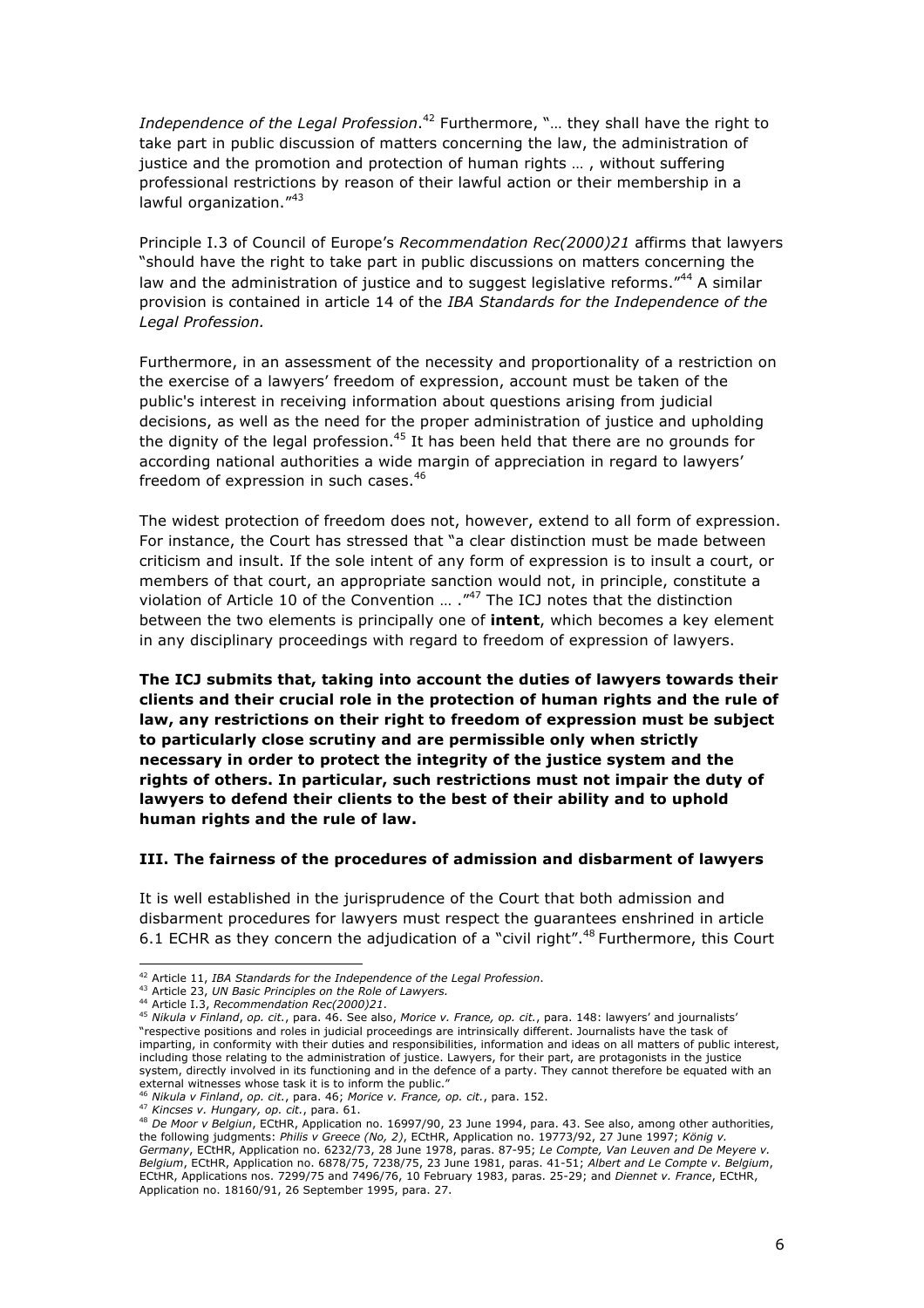*Independence of the Legal Profession*.[42] Furthermore, "… they shall have the right to take part in public discussion of matters concerning the law, the administration of justice and the promotion and protection of human rights … , without suffering professional restrictions by reason of their lawful action or their membership in a lawful organization."[43]

Principle I.3 of Council of Europe's *Recommendation Rec(2000)21* affirms that lawyers "should have the right to take part in public discussions on matters concerning the law and the administration of justice and to suggest legislative reforms."[44] A similar provision is contained in article 14 of the *IBA Standards for the Independence of the Legal Profession.*

Furthermore, in an assessment of the necessity and proportionality of a restriction on the exercise of a lawyers' freedom of expression, account must be taken of the public's interest in receiving information about questions arising from judicial decisions, as well as the need for the proper administration of justice and upholding the dignity of the legal profession.[45] It has been held that there are no grounds for according national authorities a wide margin of appreciation in regard to lawyers' freedom of expression in such cases.[46]

The widest protection of freedom does not, however, extend to all form of expression. For instance, the Court has stressed that "a clear distinction must be made between criticism and insult. If the sole intent of any form of expression is to insult a court, or members of that court, an appropriate sanction would not, in principle, constitute a violation of Article 10 of the Convention … ."[47] The ICJ notes that the distinction between the two elements is principally one of **intent**, which becomes a key element in any disciplinary proceedings with regard to freedom of expression of lawyers.

**The ICJ submits that, taking into account the duties of lawyers towards their clients and their crucial role in the protection of human rights and the rule of law, any restrictions on their right to freedom of expression must be subject to particularly close scrutiny and are permissible only when strictly necessary in order to protect the integrity of the justice system and the rights of others. In particular, such restrictions must not impair the duty of lawyers to defend their clients to the best of their ability and to uphold human rights and the rule of law.**

### III. The fairness of the procedures of admission and disbarment of lawyers

It is well established in the jurisprudence of the Court that both admission and disbarment procedures for lawyers must respect the guarantees enshrined in article 6.1 ECHR as they concern the adjudication of a "civil right".[48] Furthermore, this Court

---

[42] Article 11, *IBA Standards for the Independence of the Legal Profession*.

[43] Article 23, *UN Basic Principles on the Role of Lawyers.*

[44] Article I.3, *Recommendation Rec(2000)21*.

[45] *Nikula v Finland*, *op. cit.*, para. 46. See also, *Morice v. France, op. cit.*, para. 148: lawyers' and journalists' "respective positions and roles in judicial proceedings are intrinsically different. Journalists have the task of imparting, in conformity with their duties and responsibilities, information and ideas on all matters of public interest, including those relating to the administration of justice. Lawyers, for their part, are protagonists in the justice system, directly involved in its functioning and in the defence of a party. They cannot therefore be equated with an external witnesses whose task it is to inform the public."

[46] *Nikula v Finland*, *op. cit.*, para. 46; *Morice v. France, op. cit.*, para. 152.

[47] *Kincses v. Hungary, op. cit.*, para. 61.

[48] *De Moor v Belgiun*, ECtHR, Application no. 16997/90, 23 June 1994, para. 43. See also, among other authorities, the following judgments: *Philis v Greece (No, 2)*, ECtHR, Application no. 19773/92, 27 June 1997; *König v. Germany*, ECtHR, Application no. 6232/73, 28 June 1978, paras. 87-95; *Le Compte, Van Leuven and De Meyere v. Belgium*, ECtHR, Application no. 6878/75, 7238/75, 23 June 1981, paras. 41-51; *Albert and Le Compte v. Belgium*, ECtHR, Applications nos. 7299/75 and 7496/76, 10 February 1983, paras. 25-29; and *Diennet v. France*, ECtHR, Application no. 18160/91, 26 September 1995, para. 27.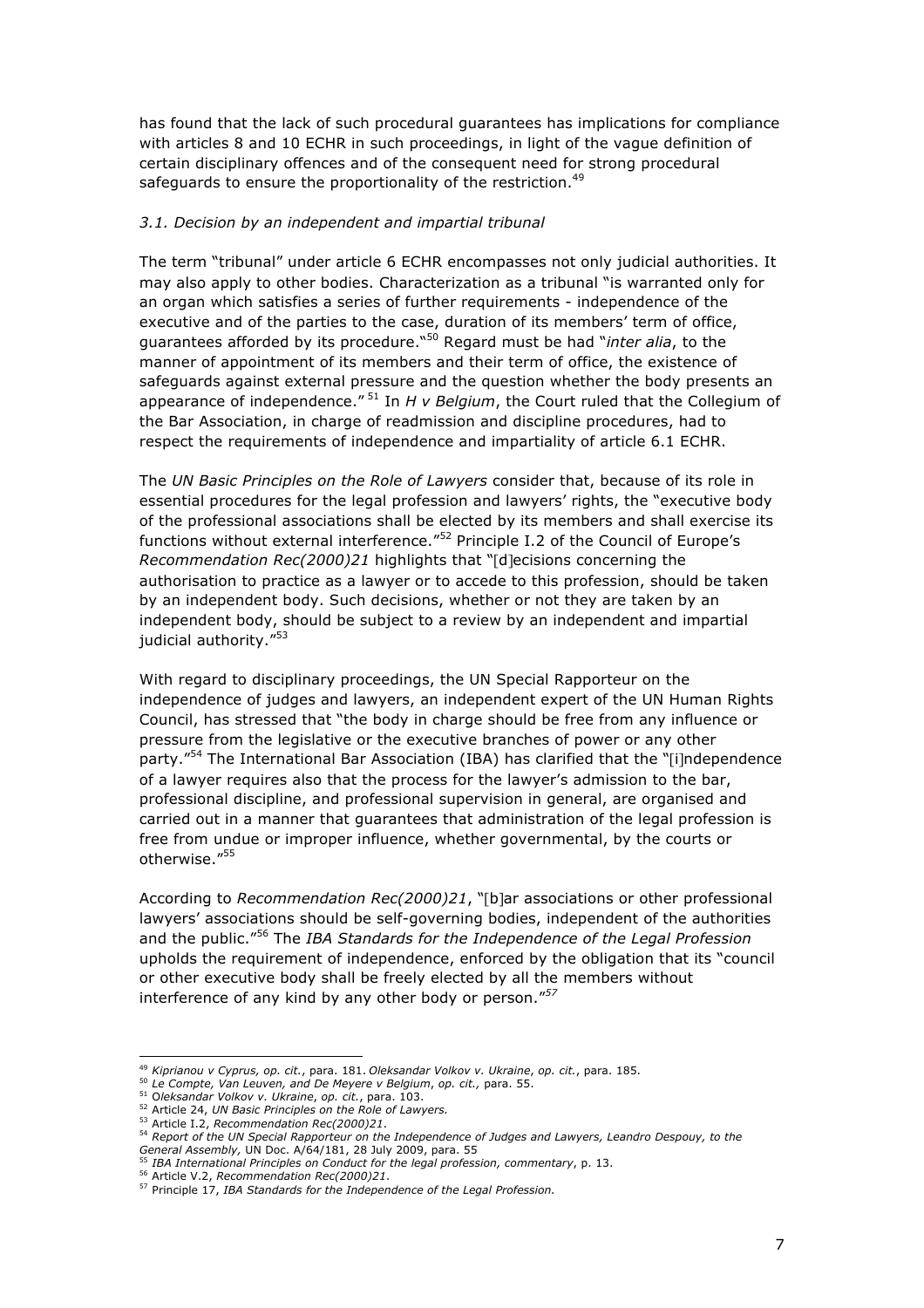has found that the lack of such procedural guarantees has implications for compliance with articles 8 and 10 ECHR in such proceedings, in light of the vague definition of certain disciplinary offences and of the consequent need for strong procedural safeguards to ensure the proportionality of the restriction.[49]

### *3.1. Decision by an independent and impartial tribunal*

The term "tribunal" under article 6 ECHR encompasses not only judicial authorities. It may also apply to other bodies. Characterization as a tribunal "is warranted only for an organ which satisfies a series of further requirements - independence of the executive and of the parties to the case, duration of its members' term of office, guarantees afforded by its procedure."[50] Regard must be had "*inter alia*, to the manner of appointment of its members and their term of office, the existence of safeguards against external pressure and the question whether the body presents an appearance of independence."[51] In *H v Belgium*, the Court ruled that the Collegium of the Bar Association, in charge of readmission and discipline procedures, had to respect the requirements of independence and impartiality of article 6.1 ECHR.

The *UN Basic Principles on the Role of Lawyers* consider that, because of its role in essential procedures for the legal profession and lawyers' rights, the "executive body of the professional associations shall be elected by its members and shall exercise its functions without external interference."[52] Principle I.2 of the Council of Europe's *Recommendation Rec(2000)21* highlights that "[d]ecisions concerning the authorisation to practice as a lawyer or to accede to this profession, should be taken by an independent body. Such decisions, whether or not they are taken by an independent body, should be subject to a review by an independent and impartial judicial authority."[53]

With regard to disciplinary proceedings, the UN Special Rapporteur on the independence of judges and lawyers, an independent expert of the UN Human Rights Council, has stressed that "the body in charge should be free from any influence or pressure from the legislative or the executive branches of power or any other party."[54] The International Bar Association (IBA) has clarified that the "[i]ndependence of a lawyer requires also that the process for the lawyer's admission to the bar, professional discipline, and professional supervision in general, are organised and carried out in a manner that guarantees that administration of the legal profession is free from undue or improper influence, whether governmental, by the courts or otherwise."[55]

According to *Recommendation Rec(2000)21*, "[b]ar associations or other professional lawyers' associations should be self-governing bodies, independent of the authorities and the public."[56] The *IBA Standards for the Independence of the Legal Profession* upholds the requirement of independence, enforced by the obligation that its "council or other executive body shall be freely elected by all the members without interference of any kind by any other body or person."[57]

---

[49] *Kiprianou v Cyprus, op. cit.*, para. 181. *Oleksandar Volkov v. Ukraine*, *op. cit.*, para. 185.
[50] *Le Compte, Van Leuven, and De Meyere v Belgium*, *op. cit.,* para. 55.
[51] *Oleksandar Volkov v. Ukraine*, *op. cit.*, para. 103.
[52] Article 24, *UN Basic Principles on the Role of Lawyers.*
[53] Article I.2, *Recommendation Rec(2000)21*.
[54] *Report of the UN Special Rapporteur on the Independence of Judges and Lawyers, Leandro Despouy, to the General Assembly,* UN Doc. A/64/181, 28 July 2009, para. 55
[55] *IBA International Principles on Conduct for the legal profession, commentary*, p. 13.
[56] Article V.2, *Recommendation Rec(2000)21.*
[57] Principle 17, *IBA Standards for the Independence of the Legal Profession.*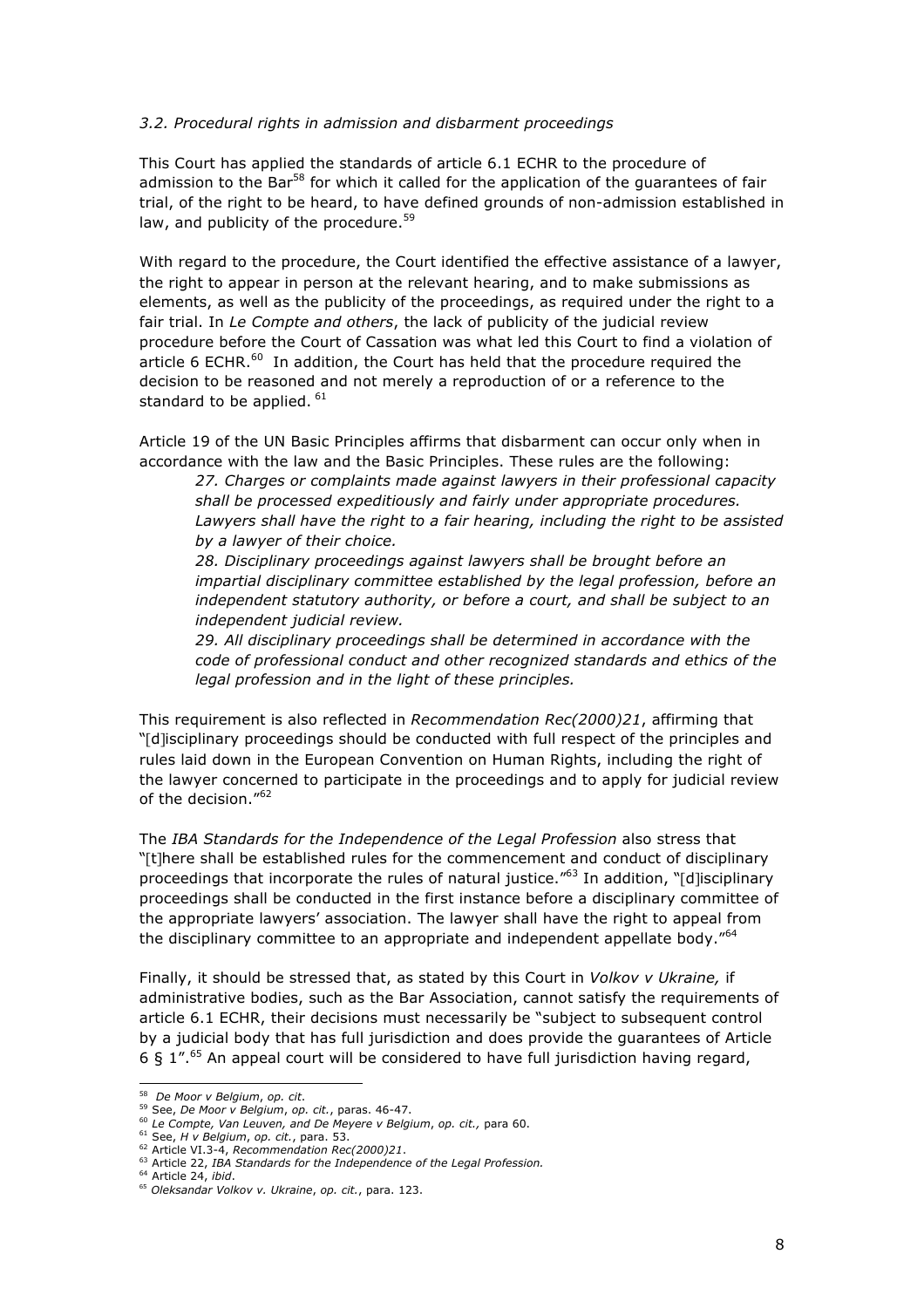*3.2. Procedural rights in admission and disbarment proceedings*

This Court has applied the standards of article 6.1 ECHR to the procedure of admission to the Bar[58] for which it called for the application of the guarantees of fair trial, of the right to be heard, to have defined grounds of non-admission established in law, and publicity of the procedure.[59]

With regard to the procedure, the Court identified the effective assistance of a lawyer, the right to appear in person at the relevant hearing, and to make submissions as elements, as well as the publicity of the proceedings, as required under the right to a fair trial. In *Le Compte and others*, the lack of publicity of the judicial review procedure before the Court of Cassation was what led this Court to find a violation of article 6 ECHR.[60] In addition, the Court has held that the procedure required the decision to be reasoned and not merely a reproduction of or a reference to the standard to be applied.[61]

Article 19 of the UN Basic Principles affirms that disbarment can occur only when in accordance with the law and the Basic Principles. These rules are the following:

> *27. Charges or complaints made against lawyers in their professional capacity shall be processed expeditiously and fairly under appropriate procedures. Lawyers shall have the right to a fair hearing, including the right to be assisted by a lawyer of their choice.*
>
> *28. Disciplinary proceedings against lawyers shall be brought before an impartial disciplinary committee established by the legal profession, before an independent statutory authority, or before a court, and shall be subject to an independent judicial review.*
>
> *29. All disciplinary proceedings shall be determined in accordance with the code of professional conduct and other recognized standards and ethics of the legal profession and in the light of these principles.*

This requirement is also reflected in *Recommendation Rec(2000)21*, affirming that "[d]isciplinary proceedings should be conducted with full respect of the principles and rules laid down in the European Convention on Human Rights, including the right of the lawyer concerned to participate in the proceedings and to apply for judicial review of the decision."[62]

The *IBA Standards for the Independence of the Legal Profession* also stress that "[t]here shall be established rules for the commencement and conduct of disciplinary proceedings that incorporate the rules of natural justice."[63] In addition, "[d]isciplinary proceedings shall be conducted in the first instance before a disciplinary committee of the appropriate lawyers' association. The lawyer shall have the right to appeal from the disciplinary committee to an appropriate and independent appellate body."[64]

Finally, it should be stressed that, as stated by this Court in *Volkov v Ukraine,* if administrative bodies, such as the Bar Association, cannot satisfy the requirements of article 6.1 ECHR, their decisions must necessarily be "subject to subsequent control by a judicial body that has full jurisdiction and does provide the guarantees of Article 6 § 1".[65] An appeal court will be considered to have full jurisdiction having regard,

---

[58] *De Moor v Belgium*, *op. cit*.
[59] See, *De Moor v Belgium*, *op. cit.*, paras. 46-47.
[60] *Le Compte, Van Leuven, and De Meyere v Belgium*, *op. cit.,* para 60.
[61] See, *H v Belgium*, *op. cit.*, para. 53.
[62] Article VI.3-4, *Recommendation Rec(2000)21*.
[63] Article 22, *IBA Standards for the Independence of the Legal Profession.*
[64] Article 24, *ibid*.
[65] *Oleksandar Volkov v. Ukraine*, *op. cit.*, para. 123.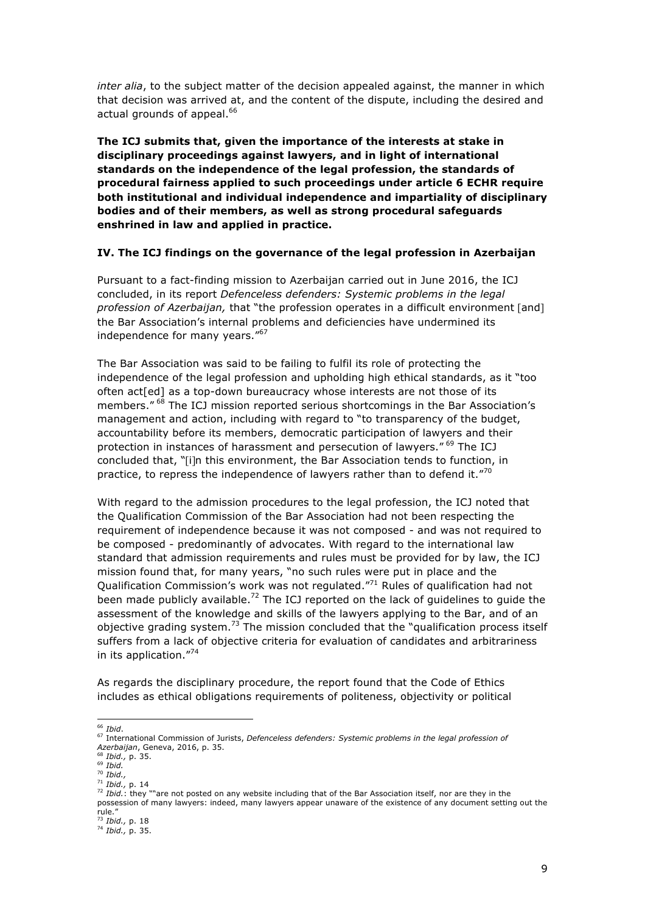*inter alia*, to the subject matter of the decision appealed against, the manner in which that decision was arrived at, and the content of the dispute, including the desired and actual grounds of appeal.[66]

**The ICJ submits that, given the importance of the interests at stake in disciplinary proceedings against lawyers, and in light of international standards on the independence of the legal profession, the standards of procedural fairness applied to such proceedings under article 6 ECHR require both institutional and individual independence and impartiality of disciplinary bodies and of their members, as well as strong procedural safeguards enshrined in law and applied in practice.**

## IV. The ICJ findings on the governance of the legal profession in Azerbaijan

Pursuant to a fact-finding mission to Azerbaijan carried out in June 2016, the ICJ concluded, in its report *Defenceless defenders: Systemic problems in the legal profession of Azerbaijan,* that "the profession operates in a difficult environment [and] the Bar Association's internal problems and deficiencies have undermined its independence for many years."[67]

The Bar Association was said to be failing to fulfil its role of protecting the independence of the legal profession and upholding high ethical standards, as it "too often act[ed] as a top-down bureaucracy whose interests are not those of its members." [68] The ICJ mission reported serious shortcomings in the Bar Association's management and action, including with regard to "to transparency of the budget, accountability before its members, democratic participation of lawyers and their protection in instances of harassment and persecution of lawyers." [69] The ICJ concluded that, "[i]n this environment, the Bar Association tends to function, in practice, to repress the independence of lawyers rather than to defend it."[70]

With regard to the admission procedures to the legal profession, the ICJ noted that the Qualification Commission of the Bar Association had not been respecting the requirement of independence because it was not composed - and was not required to be composed - predominantly of advocates. With regard to the international law standard that admission requirements and rules must be provided for by law, the ICJ mission found that, for many years, "no such rules were put in place and the Qualification Commission's work was not regulated."[71] Rules of qualification had not been made publicly available.[72] The ICJ reported on the lack of guidelines to guide the assessment of the knowledge and skills of the lawyers applying to the Bar, and of an objective grading system.[73] The mission concluded that the "qualification process itself suffers from a lack of objective criteria for evaluation of candidates and arbitrariness in its application."[74]

As regards the disciplinary procedure, the report found that the Code of Ethics includes as ethical obligations requirements of politeness, objectivity or political

---

[66] *Ibid*.

[67] International Commission of Jurists, *Defenceless defenders: Systemic problems in the legal profession of Azerbaijan*, Geneva, 2016, p. 35.

[68] *Ibid.,* p. 35.

[69] *Ibid.*

[70] *Ibid.,*

[71] *Ibid.,* p. 14

[72] *Ibid.*: they ""are not posted on any website including that of the Bar Association itself, nor are they in the possession of many lawyers: indeed, many lawyers appear unaware of the existence of any document setting out the rule."

[73] *Ibid.,* p. 18

[74] *Ibid.,* p. 35.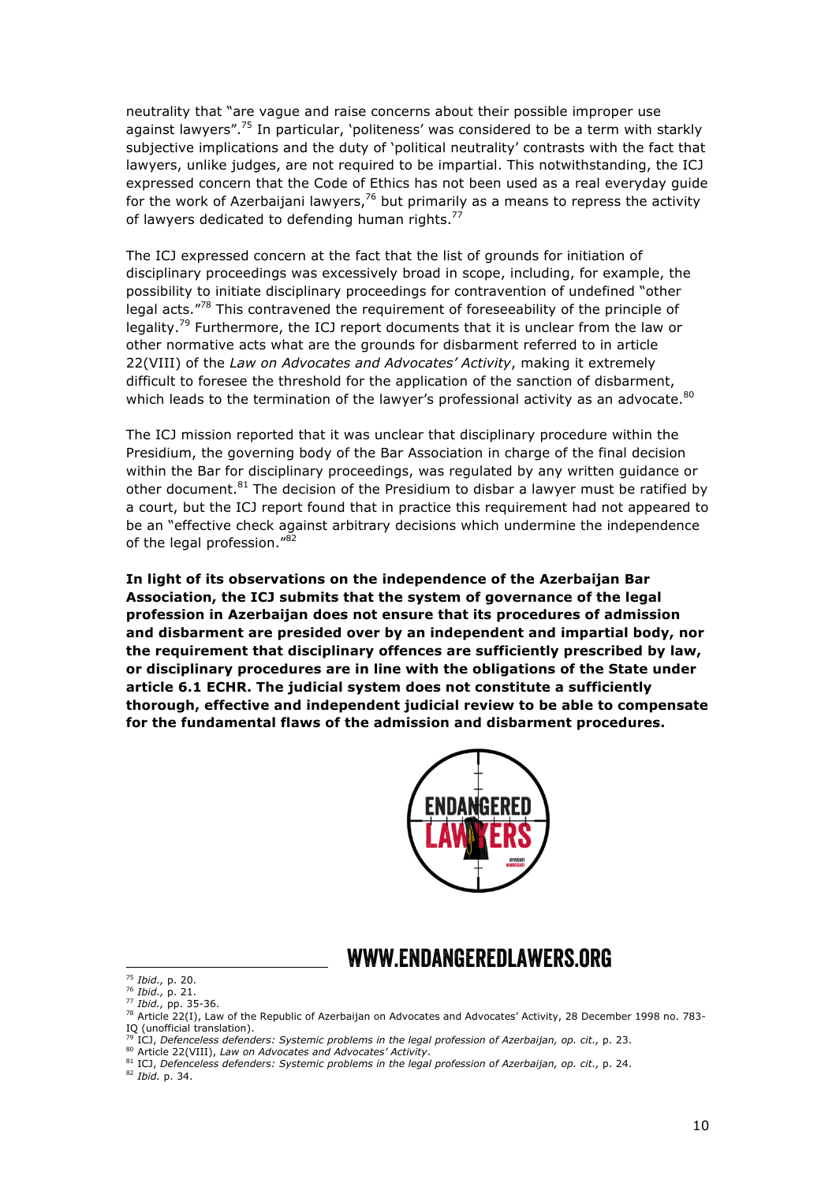neutrality that "are vague and raise concerns about their possible improper use against lawyers".[75] In particular, 'politeness' was considered to be a term with starkly subjective implications and the duty of 'political neutrality' contrasts with the fact that lawyers, unlike judges, are not required to be impartial. This notwithstanding, the ICJ expressed concern that the Code of Ethics has not been used as a real everyday guide for the work of Azerbaijani lawyers,[76] but primarily as a means to repress the activity of lawyers dedicated to defending human rights.[77]

The ICJ expressed concern at the fact that the list of grounds for initiation of disciplinary proceedings was excessively broad in scope, including, for example, the possibility to initiate disciplinary proceedings for contravention of undefined "other legal acts."[78] This contravened the requirement of foreseeability of the principle of legality.[79] Furthermore, the ICJ report documents that it is unclear from the law or other normative acts what are the grounds for disbarment referred to in article 22(VIII) of the *Law on Advocates and Advocates' Activity*, making it extremely difficult to foresee the threshold for the application of the sanction of disbarment, which leads to the termination of the lawyer's professional activity as an advocate.[80]

The ICJ mission reported that it was unclear that disciplinary procedure within the Presidium, the governing body of the Bar Association in charge of the final decision within the Bar for disciplinary proceedings, was regulated by any written guidance or other document.[81] The decision of the Presidium to disbar a lawyer must be ratified by a court, but the ICJ report found that in practice this requirement had not appeared to be an "effective check against arbitrary decisions which undermine the independence of the legal profession."[82]

**In light of its observations on the independence of the Azerbaijan Bar Association, the ICJ submits that the system of governance of the legal profession in Azerbaijan does not ensure that its procedures of admission and disbarment are presided over by an independent and impartial body, nor the requirement that disciplinary offences are sufficiently prescribed by law, or disciplinary procedures are in line with the obligations of the State under article 6.1 ECHR. The judicial system does not constitute a sufficiently thorough, effective and independent judicial review to be able to compensate for the fundamental flaws of the admission and disbarment procedures.**

ENDANGERED LAWYERS
AVVOCATI MINACCIATI

WWW.ENDANGEREDLAWERS.ORG

---

[75] *Ibid.,* p. 20.
[76] *Ibid.,* p. 21.
[77] *Ibid.,* pp. 35-36.
[78] Article 22(I), Law of the Republic of Azerbaijan on Advocates and Advocates' Activity, 28 December 1998 no. 783-IQ (unofficial translation).
[79] ICJ, *Defenceless defenders: Systemic problems in the legal profession of Azerbaijan, op. cit.,* p. 23.
[80] Article 22(VIII), *Law on Advocates and Advocates' Activity*.
[81] ICJ, *Defenceless defenders: Systemic problems in the legal profession of Azerbaijan, op. cit.,* p. 24.
[82] *Ibid.* p. 34.